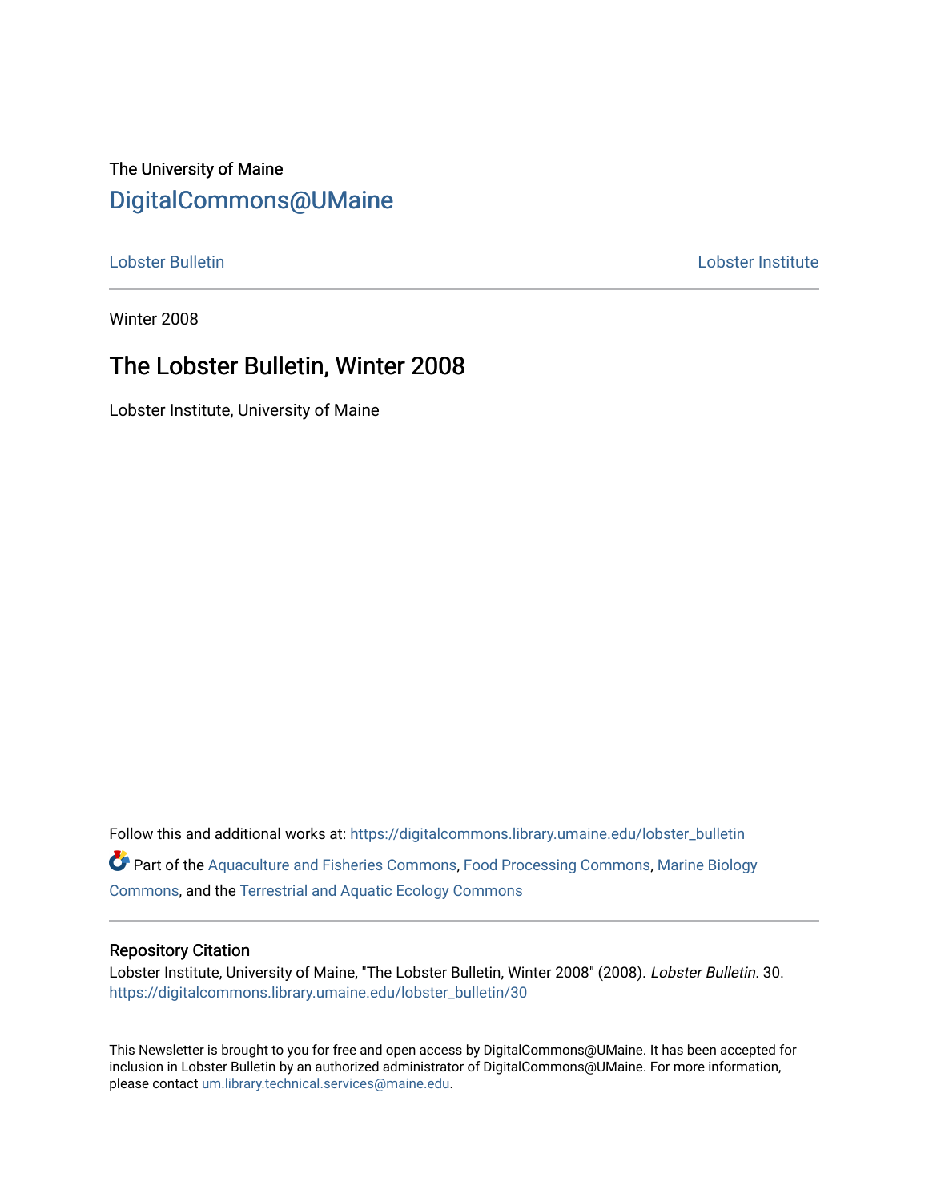The University of Maine

# DigitalCommons@UMaine

Lobster Bulletin | Lobster Institute

Winter 2008

## The Lobster Bulletin, Winter 2008

Lobster Institute, University of Maine

Follow this and additional works at: https://digitalcommons.library.umaine.edu/lobster_bulletin

Part of the Aquaculture and Fisheries Commons, Food Processing Commons, Marine Biology Commons, and the Terrestrial and Aquatic Ecology Commons

### Repository Citation

Lobster Institute, University of Maine, "The Lobster Bulletin, Winter 2008" (2008). *Lobster Bulletin*. 30.
https://digitalcommons.library.umaine.edu/lobster_bulletin/30

This Newsletter is brought to you for free and open access by DigitalCommons@UMaine. It has been accepted for inclusion in Lobster Bulletin by an authorized administrator of DigitalCommons@UMaine. For more information, please contact um.library.technical.services@maine.edu.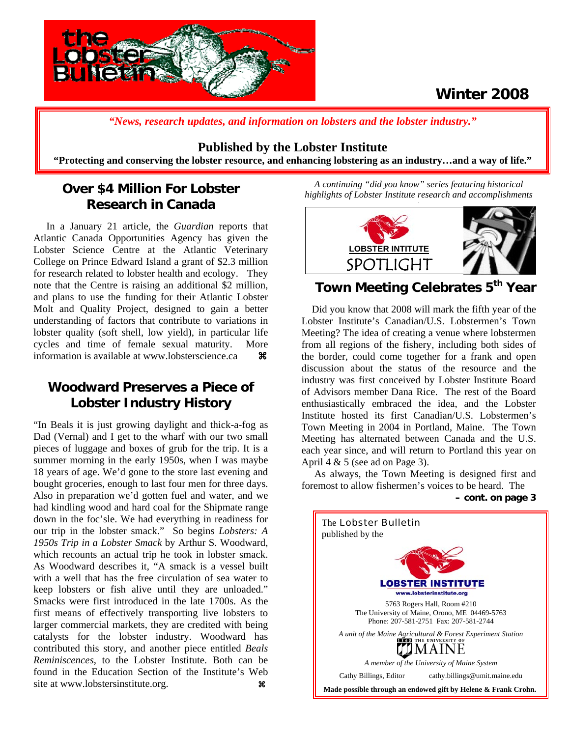# The Lobster Bulletin

**Winter 2008**

*"News, research updates, and information on lobsters and the lobster industry."*

**Published by the Lobster Institute**

**"Protecting and conserving the lobster resource, and enhancing lobstering as an industry…and a way of life."**

## Over $4 Million For Lobster Research in Canada

In a January 21 article, the *Guardian* reports that Atlantic Canada Opportunities Agency has given the Lobster Science Centre at the Atlantic Veterinary College on Prince Edward Island a grant of $2.3 million for research related to lobster health and ecology. They note that the Centre is raising an additional $2 million, and plans to use the funding for their Atlantic Lobster Molt and Quality Project, designed to gain a better understanding of factors that contribute to variations in lobster quality (soft shell, low yield), in particular life cycles and time of female sexual maturity. More information is available at www.lobsterscience.ca ⌘

## Woodward Preserves a Piece of Lobster Industry History

"In Beals it is just growing daylight and thick-a-fog as Dad (Vernal) and I get to the wharf with our two small pieces of luggage and boxes of grub for the trip. It is a summer morning in the early 1950s, when I was maybe 18 years of age. We'd gone to the store last evening and bought groceries, enough to last four men for three days. Also in preparation we'd gotten fuel and water, and we had kindling wood and hard coal for the Shipmate range down in the foc'sle. We had everything in readiness for our trip in the lobster smack." So begins *Lobsters: A 1950s Trip in a Lobster Smack* by Arthur S. Woodward, which recounts an actual trip he took in lobster smack. As Woodward describes it, "A smack is a vessel built with a well that has the free circulation of sea water to keep lobsters or fish alive until they are unloaded." Smacks were first introduced in the late 1700s. As the first means of effectively transporting live lobsters to larger commercial markets, they are credited with being catalysts for the lobster industry. Woodward has contributed this story, and another piece entitled *Beals Reminiscences*, to the Lobster Institute. Both can be found in the Education Section of the Institute's Web site at www.lobstersinstitute.org. ⌘

*A continuing "did you know" series featuring historical highlights of Lobster Institute research and accomplishments*

**LOBSTER INTITUTE**
SPOTLIGHT

## Town Meeting Celebrates 5th Year

Did you know that 2008 will mark the fifth year of the Lobster Institute's Canadian/U.S. Lobstermen's Town Meeting? The idea of creating a venue where lobstermen from all regions of the fishery, including both sides of the border, could come together for a frank and open discussion about the status of the resource and the industry was first conceived by Lobster Institute Board of Advisors member Dana Rice. The rest of the Board enthusiastically embraced the idea, and the Lobster Institute hosted its first Canadian/U.S. Lobstermen's Town Meeting in 2004 in Portland, Maine. The Town Meeting has alternated between Canada and the U.S. each year since, and will return to Portland this year on April 4 & 5 (see ad on Page 3).

As always, the Town Meeting is designed first and foremost to allow fishermen's voices to be heard. The

**– cont. on page 3**

The Lobster Bulletin
published by the

**LOBSTER INSTITUTE**
www.lobsterinstitute.org

5763 Rogers Hall, Room #210
The University of Maine, Orono, ME 04469-5763
Phone: 207-581-2751 Fax: 207-581-2744

*A unit of the Maine Agricultural & Forest Experiment Station*

THE UNIVERSITY OF MAINE

*A member of the University of Maine System*

Cathy Billings, Editor cathy.billings@umit.maine.edu

**Made possible through an endowed gift by Helene & Frank Crohn.**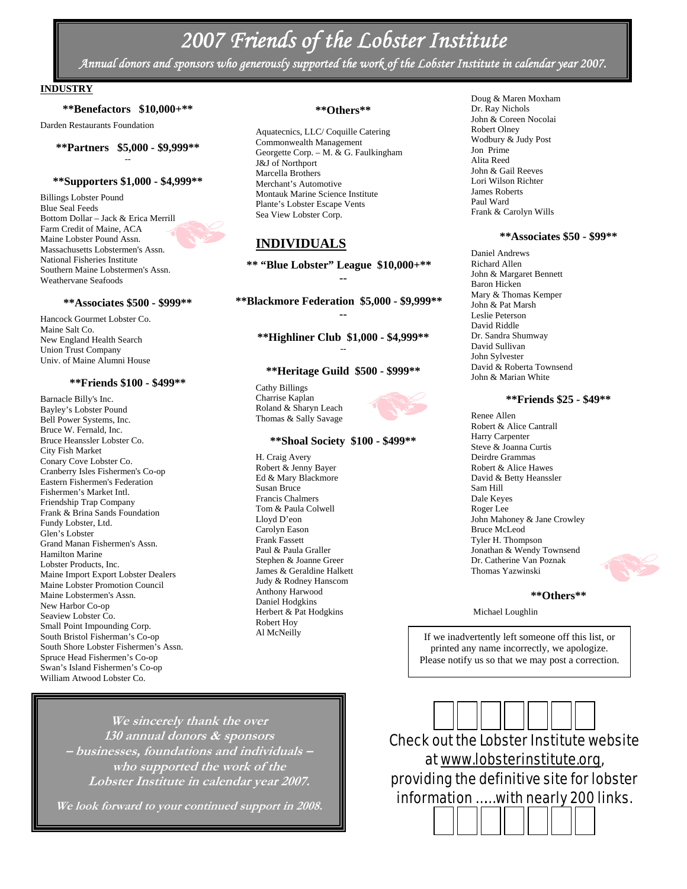# *2007 Friends of the Lobster Institute*

*Annual donors and sponsors who generously supported the work of the Lobster Institute in calendar year 2007.*

## INDUSTRY

**\*\*Benefactors $10,000+\*\***

Darden Restaurants Foundation

**\*\*Partners $5,000 - $9,999\*\***

--

**\*\*Supporters $1,000 - $4,999\*\***

Billings Lobster Pound
Blue Seal Feeds
Bottom Dollar – Jack & Erica Merrill
Farm Credit of Maine, ACA
Maine Lobster Pound Assn.
Massachusetts Lobstermen's Assn.
National Fisheries Institute
Southern Maine Lobstermen's Assn.
Weathervane Seafoods

**\*\*Associates $500 - $999\*\***

Hancock Gourmet Lobster Co.
Maine Salt Co.
New England Health Search
Union Trust Company
Univ. of Maine Alumni House

**\*\*Friends $100 - $499\*\***

Barnacle Billy's Inc.
Bayley's Lobster Pound
Bell Power Systems, Inc.
Bruce W. Fernald, Inc.
Bruce Heanssler Lobster Co.
City Fish Market
Conary Cove Lobster Co.
Cranberry Isles Fishermen's Co-op
Eastern Fishermen's Federation
Fishermen's Market Intl.
Friendship Trap Company
Frank & Brina Sands Foundation
Fundy Lobster, Ltd.
Glen's Lobster
Grand Manan Fishermen's Assn.
Hamilton Marine
Lobster Products, Inc.
Maine Import Export Lobster Dealers
Maine Lobster Promotion Council
Maine Lobstermen's Assn.
New Harbor Co-op
Seaview Lobster Co.
Small Point Impounding Corp.
South Bristol Fisherman's Co-op
South Shore Lobster Fishermen's Assn.
Spruce Head Fishermen's Co-op
Swan's Island Fishermen's Co-op
William Atwood Lobster Co.

**\*\*Others\*\***

Aquatecnics, LLC/ Coquille Catering
Commonwealth Management
Georgette Corp. – M. & G. Faulkingham
J&J of Northport
Marcella Brothers
Merchant's Automotive
Montauk Marine Science Institute
Plante's Lobster Escape Vents
Sea View Lobster Corp.

## INDIVIDUALS

**\*\* "Blue Lobster" League $10,000+\*\***

--

**\*\*Blackmore Federation $5,000 - $9,999\*\***

--

**\*\*Highliner Club $1,000 - $4,999\*\***

--

**\*\*Heritage Guild $500 - $999\*\***

Cathy Billings
Charrise Kaplan
Roland & Sharyn Leach
Thomas & Sally Savage

**\*\*Shoal Society $100 - $499\*\***

H. Craig Avery
Robert & Jenny Bayer
Ed & Mary Blackmore
Susan Bruce
Francis Chalmers
Tom & Paula Colwell
Lloyd D'eon
Carolyn Eason
Frank Fassett
Paul & Paula Graller
Stephen & Joanne Greer
James & Geraldine Halkett
Judy & Rodney Hanscom
Anthony Harwood
Daniel Hodgkins
Herbert & Pat Hodgkins
Robert Hoy
Al McNeilly
Doug & Maren Moxham
Dr. Ray Nichols
John & Coreen Nocolai
Robert Olney
Wodbury & Judy Post
Jon Prime
Alita Reed
John & Gail Reeves
Lori Wilson Richter
James Roberts
Paul Ward
Frank & Carolyn Wills

**\*\*Associates $50 - $99\*\***

Daniel Andrews
Richard Allen
John & Margaret Bennett
Baron Hicken
Mary & Thomas Kemper
John & Pat Marsh
Leslie Peterson
David Riddle
Dr. Sandra Shumway
David Sullivan
John Sylvester
David & Roberta Townsend
John & Marian White

**\*\*Friends $25 - $49\*\***

Renee Allen
Robert & Alice Cantrall
Harry Carpenter
Steve & Joanna Curtis
Deirdre Grammas
Robert & Alice Hawes
David & Betty Heanssler
Sam Hill
Dale Keyes
Roger Lee
John Mahoney & Jane Crowley
Bruce McLeod
Tyler H. Thompson
Jonathan & Wendy Townsend
Dr. Catherine Van Poznak
Thomas Yazwinski

**\*\*Others\*\***

Michael Loughlin

If we inadvertently left someone off this list, or printed any name incorrectly, we apologize. Please notify us so that we may post a correction.

***We sincerely thank the over 130 annual donors & sponsors – businesses, foundations and individuals – who supported the work of the Lobster Institute in calendar year 2007.***

***We look forward to your continued support in 2008.***

Check out the Lobster Institute website at www.lobsterinstitute.org, providing the definitive site for lobster information .....with nearly 200 links.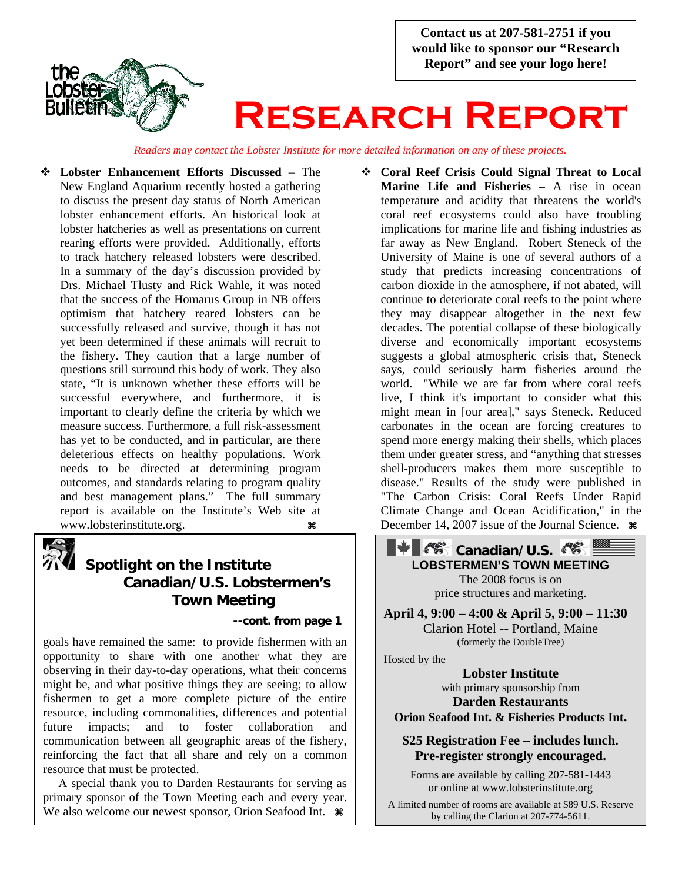**Contact us at 207-581-2751 if you would like to sponsor our "Research Report" and see your logo here!**

# Research Report

*Readers may contact the Lobster Institute for more detailed information on any of these projects.*

- **Lobster Enhancement Efforts Discussed** – The New England Aquarium recently hosted a gathering to discuss the present day status of North American lobster enhancement efforts. An historical look at lobster hatcheries as well as presentations on current rearing efforts were provided. Additionally, efforts to track hatchery released lobsters were described. In a summary of the day's discussion provided by Drs. Michael Tlusty and Rick Wahle, it was noted that the success of the Homarus Group in NB offers optimism that hatchery reared lobsters can be successfully released and survive, though it has not yet been determined if these animals will recruit to the fishery. They caution that a large number of questions still surround this body of work. They also state, "It is unknown whether these efforts will be successful everywhere, and furthermore, it is important to clearly define the criteria by which we measure success. Furthermore, a full risk-assessment has yet to be conducted, and in particular, are there deleterious effects on healthy populations. Work needs to be directed at determining program outcomes, and standards relating to program quality and best management plans." The full summary report is available on the Institute's Web site at www.lobsterinstitute.org. ⌘

## Spotlight on the Institute Canadian/U.S. Lobstermen's Town Meeting

**--cont. from page 1**

goals have remained the same: to provide fishermen with an opportunity to share with one another what they are observing in their day-to-day operations, what their concerns might be, and what positive things they are seeing; to allow fishermen to get a more complete picture of the entire resource, including commonalities, differences and potential future impacts; and to foster collaboration and communication between all geographic areas of the fishery, reinforcing the fact that all share and rely on a common resource that must be protected.

A special thank you to Darden Restaurants for serving as primary sponsor of the Town Meeting each and every year. We also welcome our newest sponsor, Orion Seafood Int. ⌘

- **Coral Reef Crisis Could Signal Threat to Local Marine Life and Fisheries –** A rise in ocean temperature and acidity that threatens the world's coral reef ecosystems could also have troubling implications for marine life and fishing industries as far away as New England. Robert Steneck of the University of Maine is one of several authors of a study that predicts increasing concentrations of carbon dioxide in the atmosphere, if not abated, will continue to deteriorate coral reefs to the point where they may disappear altogether in the next few decades. The potential collapse of these biologically diverse and economically important ecosystems suggests a global atmospheric crisis that, Steneck says, could seriously harm fisheries around the world. "While we are far from where coral reefs live, I think it's important to consider what this might mean in [our area]," says Steneck. Reduced carbonates in the ocean are forcing creatures to spend more energy making their shells, which places them under greater stress, and "anything that stresses shell-producers makes them more susceptible to disease." Results of the study were published in "The Carbon Crisis: Coral Reefs Under Rapid Climate Change and Ocean Acidification," in the December 14, 2007 issue of the Journal Science. ⌘

## Canadian/U.S.
**LOBSTERMEN'S TOWN MEETING**

The 2008 focus is on price structures and marketing.

**April 4, 9:00 – 4:00 & April 5, 9:00 – 11:30**

Clarion Hotel -- Portland, Maine
(formerly the DoubleTree)

Hosted by the
**Lobster Institute**
with primary sponsorship from
**Darden Restaurants**
**Orion Seafood Int. & Fisheries Products Int.**

**$25 Registration Fee – includes lunch.**
**Pre-register strongly encouraged.**

Forms are available by calling 207-581-1443 or online at www.lobsterinstitute.org

A limited number of rooms are available at $89 U.S. Reserve by calling the Clarion at 207-774-5611.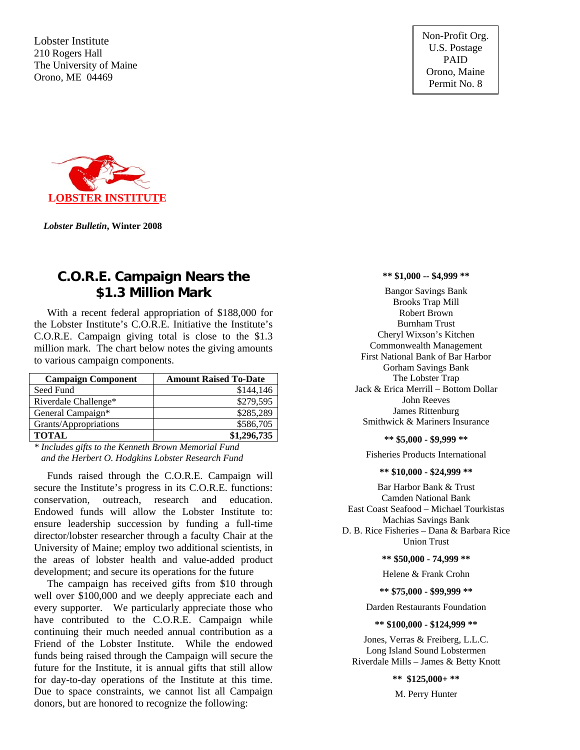Lobster Institute
210 Rogers Hall
The University of Maine
Orono, ME 04469

Non-Profit Org.
U.S. Postage
PAID
Orono, Maine
Permit No. 8

LOBSTER INSTITUTE

***Lobster Bulletin*, Winter 2008**

## C.O.R.E. Campaign Nears the $1.3 Million Mark

With a recent federal appropriation of $188,000 for the Lobster Institute's C.O.R.E. Initiative the Institute's C.O.R.E. Campaign giving total is close to the $1.3 million mark. The chart below notes the giving amounts to various campaign components.

| Campaign Component | Amount Raised To-Date |
|---|---|
| Seed Fund | $144,146 |
| Riverdale Challenge* | $279,595 |
| General Campaign* | $285,289 |
| Grants/Appropriations | $586,705 |
| **TOTAL** | **$1,296,735** |

*\* Includes gifts to the Kenneth Brown Memorial Fund and the Herbert O. Hodgkins Lobster Research Fund*

Funds raised through the C.O.R.E. Campaign will secure the Institute's progress in its C.O.R.E. functions: conservation, outreach, research and education. Endowed funds will allow the Lobster Institute to: ensure leadership succession by funding a full-time director/lobster researcher through a faculty Chair at the University of Maine; employ two additional scientists, in the areas of lobster health and value-added product development; and secure its operations for the future

The campaign has received gifts from $10 through well over $100,000 and we deeply appreciate each and every supporter. We particularly appreciate those who have contributed to the C.O.R.E. Campaign while continuing their much needed annual contribution as a Friend of the Lobster Institute. While the endowed funds being raised through the Campaign will secure the future for the Institute, it is annual gifts that still allow for day-to-day operations of the Institute at this time. Due to space constraints, we cannot list all Campaign donors, but are honored to recognize the following:

**\*\* $1,000 -- $4,999 \*\***

Bangor Savings Bank
Brooks Trap Mill
Robert Brown
Burnham Trust
Cheryl Wixson's Kitchen
Commonwealth Management
First National Bank of Bar Harbor
Gorham Savings Bank
The Lobster Trap
Jack & Erica Merrill – Bottom Dollar
John Reeves
James Rittenburg
Smithwick & Mariners Insurance

**\*\* $5,000 - $9,999 \*\***

Fisheries Products International

**\*\* $10,000 - $24,999 \*\***

Bar Harbor Bank & Trust
Camden National Bank
East Coast Seafood – Michael Tourkistas
Machias Savings Bank
D. B. Rice Fisheries – Dana & Barbara Rice
Union Trust

**\*\* $50,000 - 74,999 \*\***

Helene & Frank Crohn

**\*\* $75,000 - $99,999 \*\***

Darden Restaurants Foundation

**\*\* $100,000 - $124,999 \*\***

Jones, Verras & Freiberg, L.L.C.
Long Island Sound Lobstermen
Riverdale Mills – James & Betty Knott

**\*\* $125,000+ \*\***

M. Perry Hunter